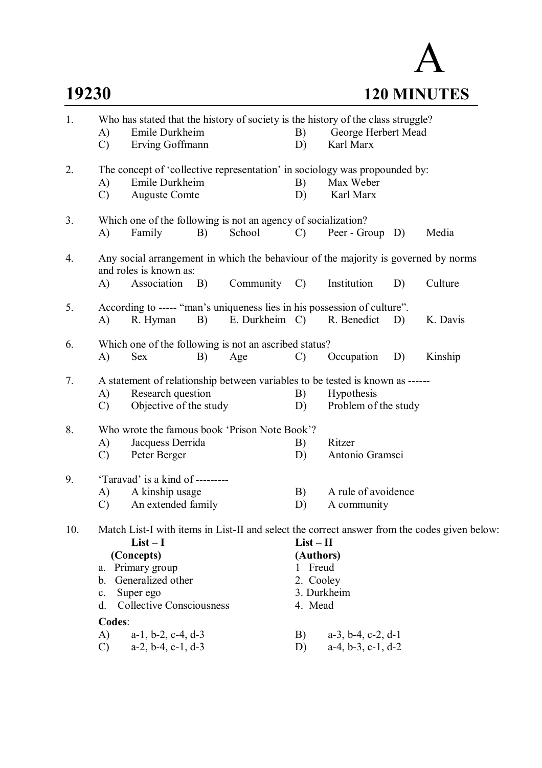# A

**19230** **120 MINUTES**

1. Who has stated that the history of society is the history of the class struggle?
   A) Emile Durkheim B) George Herbert Mead
   C) Erving Goffmann D) Karl Marx

2. The concept of 'collective representation' in sociology was propounded by:
   A) Emile Durkheim B) Max Weber
   C) Auguste Comte D) Karl Marx

3. Which one of the following is not an agency of socialization?
   A) Family B) School C) Peer - Group D) Media

4. Any social arrangement in which the behaviour of the majority is governed by norms and roles is known as:
   A) Association B) Community C) Institution D) Culture

5. According to ----- "man's uniqueness lies in his possession of culture".
   A) R. Hyman B) E. Durkheim C) R. Benedict D) K. Davis

6. Which one of the following is not an ascribed status?
   A) Sex B) Age C) Occupation D) Kinship

7. A statement of relationship between variables to be tested is known as ------
   A) Research question B) Hypothesis
   C) Objective of the study D) Problem of the study

8. Who wrote the famous book 'Prison Note Book'?
   A) Jacquess Derrida B) Ritzer
   C) Peter Berger D) Antonio Gramsci

9. 'Taravad' is a kind of ---------
   A) A kinship usage B) A rule of avoidence
   C) An extended family D) A community

10. Match List-I with items in List-II and select the correct answer from the codes given below:

| List – I (Concepts) | List – II (Authors) |
|---|---|
| a. Primary group | 1 Freud |
| b. Generalized other | 2. Cooley |
| c. Super ego | 3. Durkheim |
| d. Collective Consciousness | 4. Mead |

**Codes**:
A) a-1, b-2, c-4, d-3 B) a-3, b-4, c-2, d-1
C) a-2, b-4, c-1, d-3 D) a-4, b-3, c-1, d-2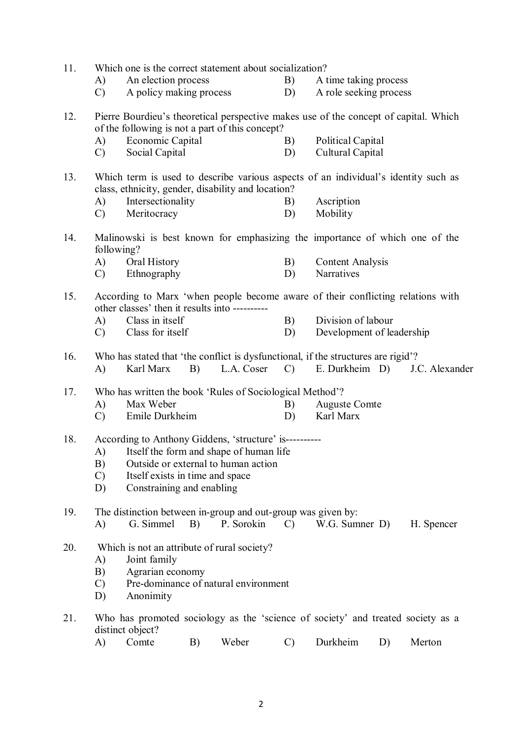11. Which one is the correct statement about socialization?
    - A) An election process
    - B) A time taking process
    - C) A policy making process
    - D) A role seeking process

12. Pierre Bourdieu's theoretical perspective makes use of the concept of capital. Which of the following is not a part of this concept?
    - A) Economic Capital
    - B) Political Capital
    - C) Social Capital
    - D) Cultural Capital

13. Which term is used to describe various aspects of an individual's identity such as class, ethnicity, gender, disability and location?
    - A) Intersectionality
    - B) Ascription
    - C) Meritocracy
    - D) Mobility

14. Malinowski is best known for emphasizing the importance of which one of the following?
    - A) Oral History
    - B) Content Analysis
    - C) Ethnography
    - D) Narratives

15. According to Marx 'when people become aware of their conflicting relations with other classes' then it results into ----------
    - A) Class in itself
    - B) Division of labour
    - C) Class for itself
    - D) Development of leadership

16. Who has stated that 'the conflict is dysfunctional, if the structures are rigid'?
    - A) Karl Marx
    - B) L.A. Coser
    - C) E. Durkheim
    - D) J.C. Alexander

17. Who has written the book 'Rules of Sociological Method'?
    - A) Max Weber
    - B) Auguste Comte
    - C) Emile Durkheim
    - D) Karl Marx

18. According to Anthony Giddens, 'structure' is----------
    - A) Itself the form and shape of human life
    - B) Outside or external to human action
    - C) Itself exists in time and space
    - D) Constraining and enabling

19. The distinction between in-group and out-group was given by:
    - A) G. Simmel
    - B) P. Sorokin
    - C) W.G. Sumner
    - D) H. Spencer

20. Which is not an attribute of rural society?
    - A) Joint family
    - B) Agrarian economy
    - C) Pre-dominance of natural environment
    - D) Anonimity

21. Who has promoted sociology as the 'science of society' and treated society as a distinct object?
    - A) Comte
    - B) Weber
    - C) Durkheim
    - D) Merton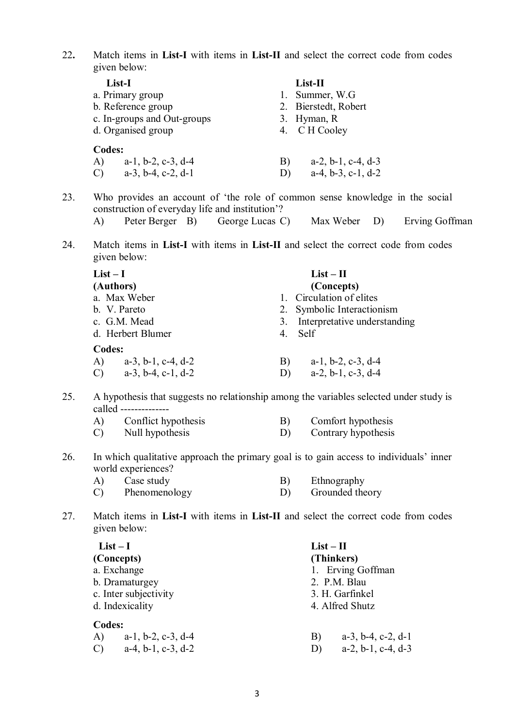22. Match items in **List-I** with items in **List-II** and select the correct code from codes given below:

| **List-I** | **List-II** |
|---|---|
| a. Primary group | 1. Summer, W.G |
| b. Reference group | 2. Bierstedt, Robert |
| c. In-groups and Out-groups | 3. Hyman, R |
| d. Organised group | 4. C H Cooley |

**Codes:**

A) a-1, b-2, c-3, d-4　　B) a-2, b-1, c-4, d-3
C) a-3, b-4, c-2, d-1　　D) a-4, b-3, c-1, d-2

23. Who provides an account of 'the role of common sense knowledge in the social construction of everyday life and institution'?

A) Peter Berger　B) George Lucas　C) Max Weber　D) Erving Goffman

24. Match items in **List-I** with items in **List-II** and select the correct code from codes given below:

| **List – I (Authors)** | **List – II (Concepts)** |
|---|---|
| a. Max Weber | 1. Circulation of elites |
| b. V. Pareto | 2. Symbolic Interactionism |
| c. G.M. Mead | 3. Interpretative understanding |
| d. Herbert Blumer | 4. Self |

**Codes:**

A) a-3, b-1, c-4, d-2　　B) a-1, b-2, c-3, d-4
C) a-3, b-4, c-1, d-2　　D) a-2, b-1, c-3, d-4

25. A hypothesis that suggests no relationship among the variables selected under study is called --------------

A) Conflict hypothesis　　B) Comfort hypothesis
C) Null hypothesis　　D) Contrary hypothesis

26. In which qualitative approach the primary goal is to gain access to individuals' inner world experiences?

A) Case study　　B) Ethnography
C) Phenomenology　　D) Grounded theory

27. Match items in **List-I** with items in **List-II** and select the correct code from codes given below:

| **List – I (Concepts)** | **List – II (Thinkers)** |
|---|---|
| a. Exchange | 1. Erving Goffman |
| b. Dramaturgey | 2. P.M. Blau |
| c. Inter subjectivity | 3. H. Garfinkel |
| d. Indexicality | 4. Alfred Shutz |

**Codes:**

A) a-1, b-2, c-3, d-4　　B) a-3, b-4, c-2, d-1
C) a-4, b-1, c-3, d-2　　D) a-2, b-1, c-4, d-3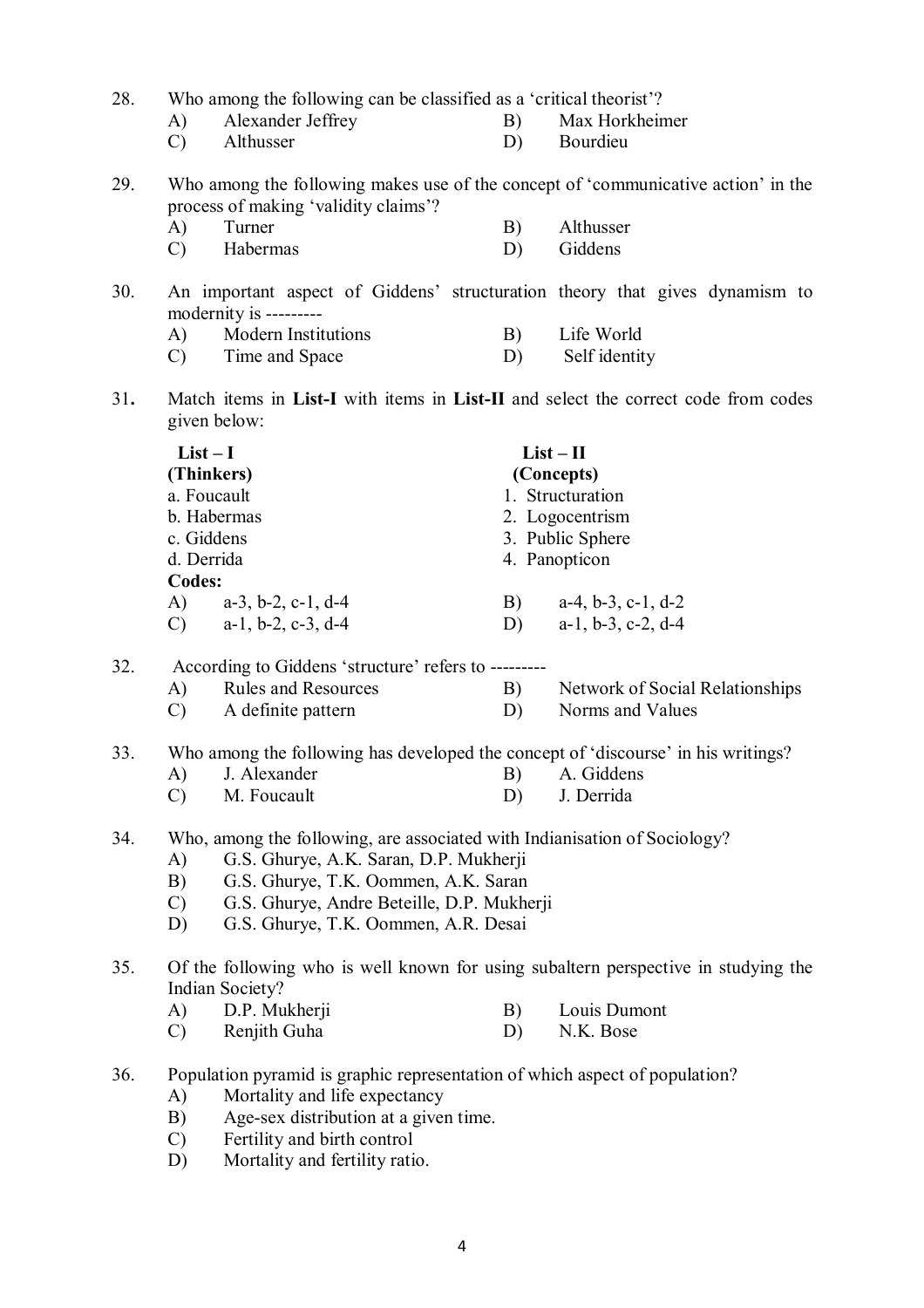28. Who among the following can be classified as a 'critical theorist'?
    - A) Alexander Jeffrey
    - B) Max Horkheimer
    - C) Althusser
    - D) Bourdieu

29. Who among the following makes use of the concept of 'communicative action' in the process of making 'validity claims'?
    - A) Turner
    - B) Althusser
    - C) Habermas
    - D) Giddens

30. An important aspect of Giddens' structuration theory that gives dynamism to modernity is ---------
    - A) Modern Institutions
    - B) Life World
    - C) Time and Space
    - D) Self identity

31. Match items in **List-I** with items in **List-II** and select the correct code from codes given below:

| **List – I (Thinkers)** | **List – II (Concepts)** |
|---|---|
| a. Foucault | 1. Structuration |
| b. Habermas | 2. Logocentrism |
| c. Giddens | 3. Public Sphere |
| d. Derrida | 4. Panopticon |

**Codes:**
- A) a-3, b-2, c-1, d-4
- B) a-4, b-3, c-1, d-2
- C) a-1, b-2, c-3, d-4
- D) a-1, b-3, c-2, d-4

32. According to Giddens 'structure' refers to ---------
    - A) Rules and Resources
    - B) Network of Social Relationships
    - C) A definite pattern
    - D) Norms and Values

33. Who among the following has developed the concept of 'discourse' in his writings?
    - A) J. Alexander
    - B) A. Giddens
    - C) M. Foucault
    - D) J. Derrida

34. Who, among the following, are associated with Indianisation of Sociology?
    - A) G.S. Ghurye, A.K. Saran, D.P. Mukherji
    - B) G.S. Ghurye, T.K. Oommen, A.K. Saran
    - C) G.S. Ghurye, Andre Beteille, D.P. Mukherji
    - D) G.S. Ghurye, T.K. Oommen, A.R. Desai

35. Of the following who is well known for using subaltern perspective in studying the Indian Society?
    - A) D.P. Mukherji
    - B) Louis Dumont
    - C) Renjith Guha
    - D) N.K. Bose

36. Population pyramid is graphic representation of which aspect of population?
    - A) Mortality and life expectancy
    - B) Age-sex distribution at a given time.
    - C) Fertility and birth control
    - D) Mortality and fertility ratio.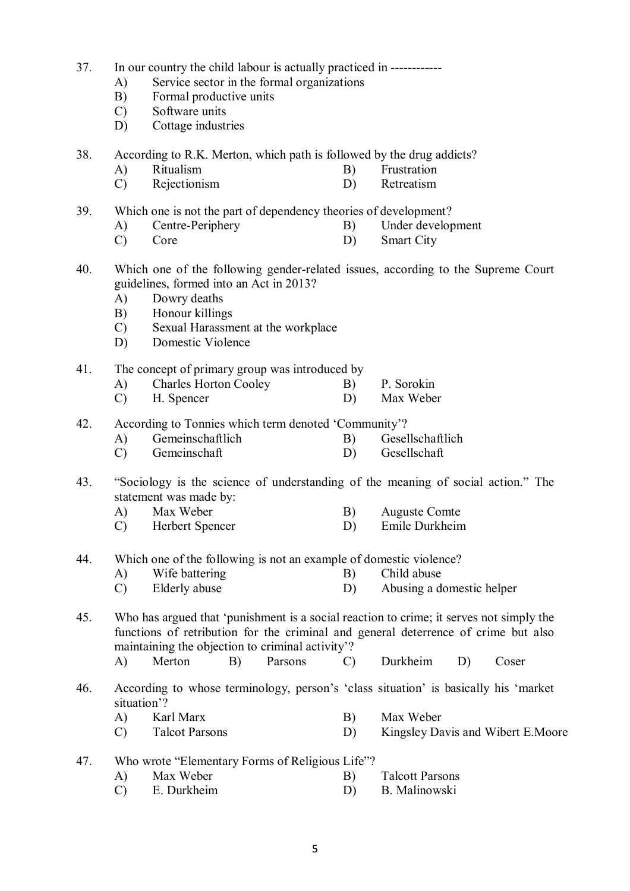37. In our country the child labour is actually practiced in ------------
    A) Service sector in the formal organizations
    B) Formal productive units
    C) Software units
    D) Cottage industries

38. According to R.K. Merton, which path is followed by the drug addicts?
    A) Ritualism
    B) Frustration
    C) Rejectionism
    D) Retreatism

39. Which one is not the part of dependency theories of development?
    A) Centre-Periphery
    B) Under development
    C) Core
    D) Smart City

40. Which one of the following gender-related issues, according to the Supreme Court guidelines, formed into an Act in 2013?
    A) Dowry deaths
    B) Honour killings
    C) Sexual Harassment at the workplace
    D) Domestic Violence

41. The concept of primary group was introduced by
    A) Charles Horton Cooley
    B) P. Sorokin
    C) H. Spencer
    D) Max Weber

42. According to Tonnies which term denoted 'Community'?
    A) Gemeinschaftlich
    B) Gesellschaftlich
    C) Gemeinschaft
    D) Gesellschaft

43. "Sociology is the science of understanding of the meaning of social action." The statement was made by:
    A) Max Weber
    B) Auguste Comte
    C) Herbert Spencer
    D) Emile Durkheim

44. Which one of the following is not an example of domestic violence?
    A) Wife battering
    B) Child abuse
    C) Elderly abuse
    D) Abusing a domestic helper

45. Who has argued that 'punishment is a social reaction to crime; it serves not simply the functions of retribution for the criminal and general deterrence of crime but also maintaining the objection to criminal activity'?
    A) Merton
    B) Parsons
    C) Durkheim
    D) Coser

46. According to whose terminology, person's 'class situation' is basically his 'market situation'?
    A) Karl Marx
    B) Max Weber
    C) Talcot Parsons
    D) Kingsley Davis and Wibert E.Moore

47. Who wrote "Elementary Forms of Religious Life"?
    A) Max Weber
    B) Talcott Parsons
    C) E. Durkheim
    D) B. Malinowski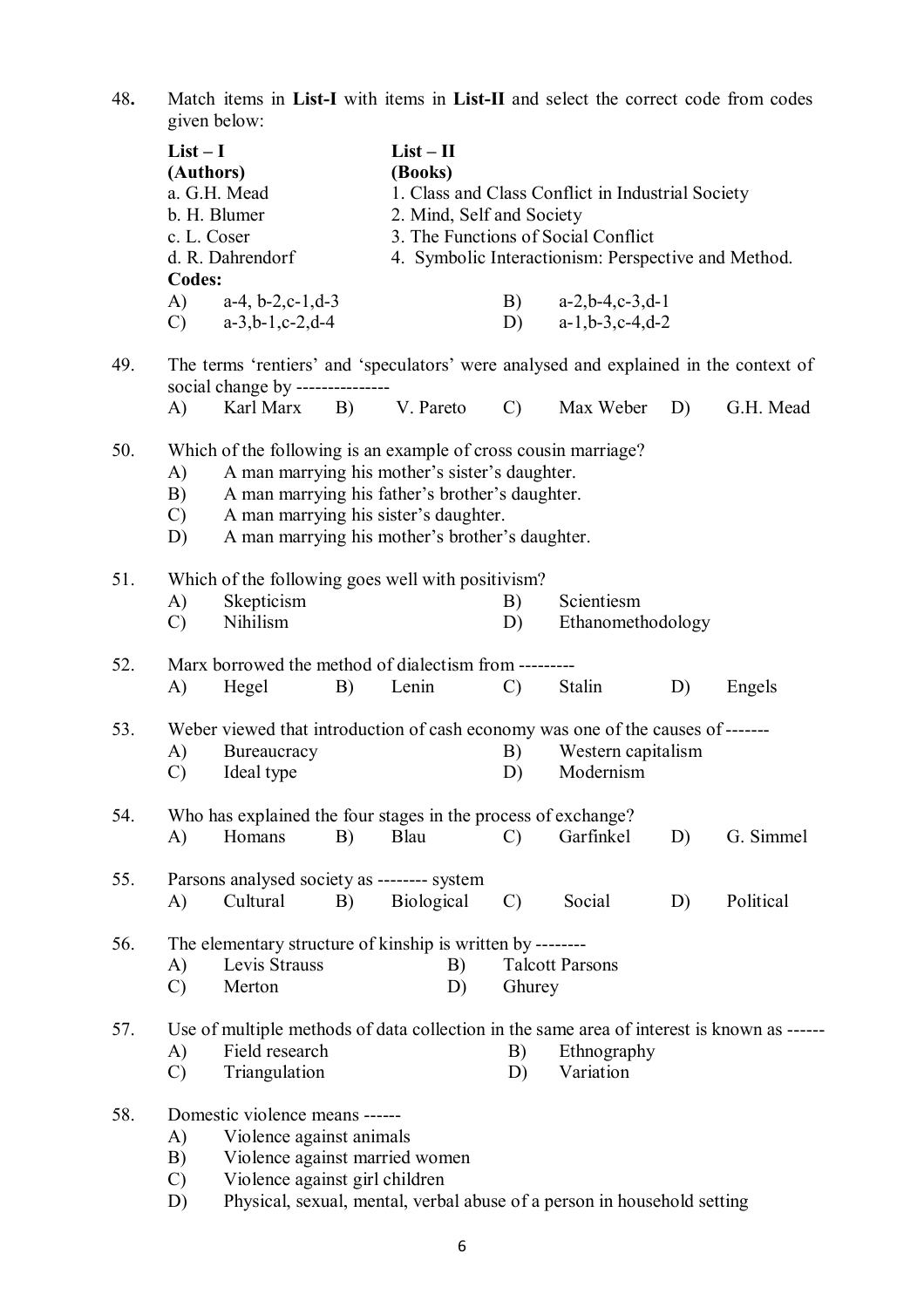48. Match items in **List-I** with items in **List-II** and select the correct code from codes given below:

| **List – I (Authors)** | **List – II (Books)** |
|---|---|
| a. G.H. Mead | 1. Class and Class Conflict in Industrial Society |
| b. H. Blumer | 2. Mind, Self and Society |
| c. L. Coser | 3. The Functions of Social Conflict |
| d. R. Dahrendorf | 4. Symbolic Interactionism: Perspective and Method. |

**Codes:**

A) a-4, b-2,c-1,d-3 B) a-2,b-4,c-3,d-1
C) a-3,b-1,c-2,d-4 D) a-1,b-3,c-4,d-2

49. The terms 'rentiers' and 'speculators' were analysed and explained in the context of social change by ---------------
A) Karl Marx B) V. Pareto C) Max Weber D) G.H. Mead

50. Which of the following is an example of cross cousin marriage?
A) A man marrying his mother's sister's daughter.
B) A man marrying his father's brother's daughter.
C) A man marrying his sister's daughter.
D) A man marrying his mother's brother's daughter.

51. Which of the following goes well with positivism?
A) Skepticism B) Scientiesm
C) Nihilism D) Ethanomethodology

52. Marx borrowed the method of dialectism from ---------
A) Hegel B) Lenin C) Stalin D) Engels

53. Weber viewed that introduction of cash economy was one of the causes of -------
A) Bureaucracy B) Western capitalism
C) Ideal type D) Modernism

54. Who has explained the four stages in the process of exchange?
A) Homans B) Blau C) Garfinkel D) G. Simmel

55. Parsons analysed society as -------- system
A) Cultural B) Biological C) Social D) Political

56. The elementary structure of kinship is written by --------
A) Levis Strauss B) Talcott Parsons
C) Merton D) Ghurey

57. Use of multiple methods of data collection in the same area of interest is known as ------
A) Field research B) Ethnography
C) Triangulation D) Variation

58. Domestic violence means ------
A) Violence against animals
B) Violence against married women
C) Violence against girl children
D) Physical, sexual, mental, verbal abuse of a person in household setting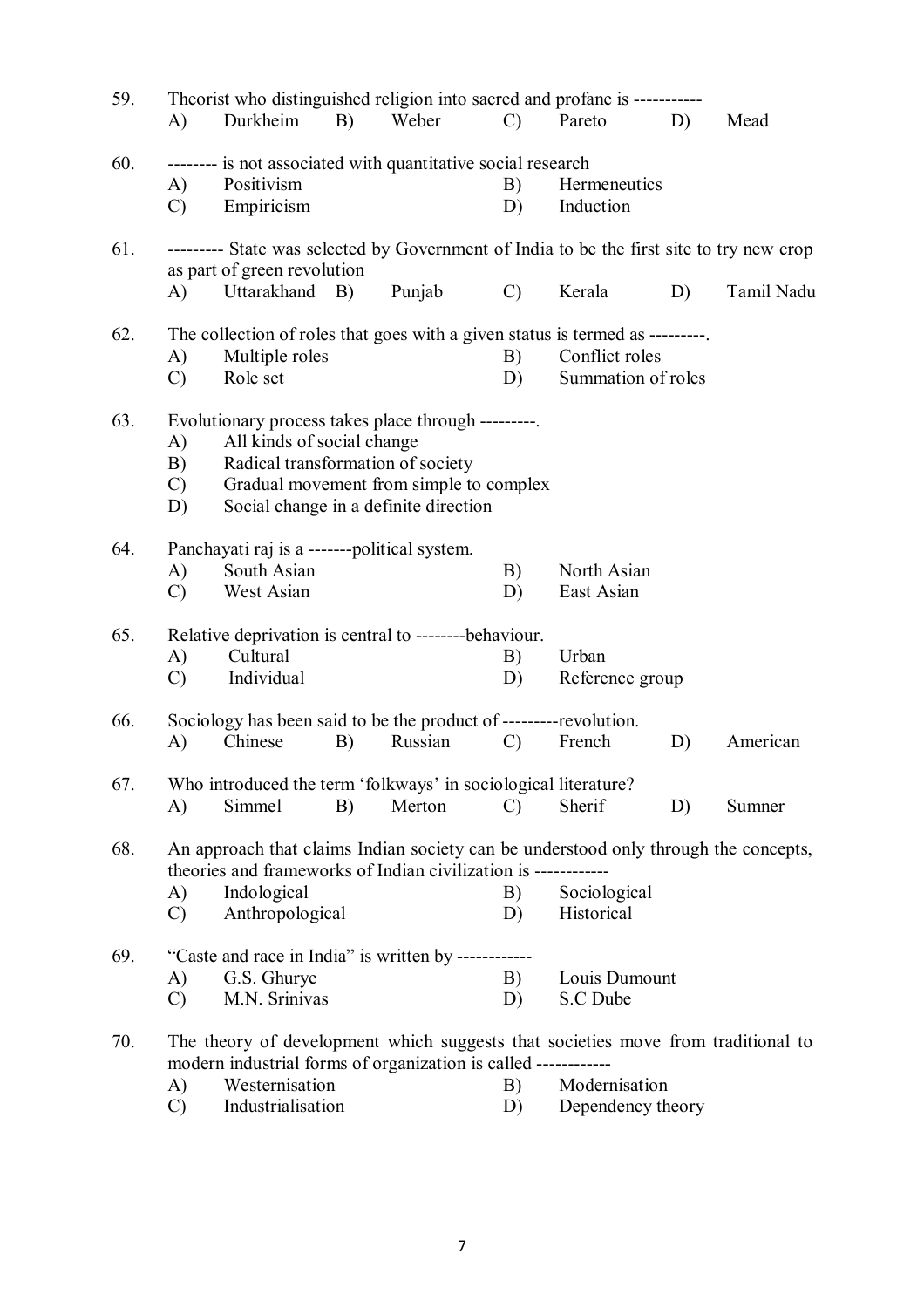59. Theorist who distinguished religion into sacred and profane is -----------

A) Durkheim B) Weber C) Pareto D) Mead

60. -------- is not associated with quantitative social research

A) Positivism
B) Hermeneutics
C) Empiricism
D) Induction

61. --------- State was selected by Government of India to be the first site to try new crop as part of green revolution

A) Uttarakhand B) Punjab C) Kerala D) Tamil Nadu

62. The collection of roles that goes with a given status is termed as ---------.

A) Multiple roles
B) Conflict roles
C) Role set
D) Summation of roles

63. Evolutionary process takes place through ---------.

A) All kinds of social change
B) Radical transformation of society
C) Gradual movement from simple to complex
D) Social change in a definite direction

64. Panchayati raj is a -------political system.

A) South Asian
B) North Asian
C) West Asian
D) East Asian

65. Relative deprivation is central to --------behaviour.

A) Cultural
B) Urban
C) Individual
D) Reference group

66. Sociology has been said to be the product of ---------revolution.

A) Chinese B) Russian C) French D) American

67. Who introduced the term 'folkways' in sociological literature?

A) Simmel B) Merton C) Sherif D) Sumner

68. An approach that claims Indian society can be understood only through the concepts, theories and frameworks of Indian civilization is ------------

A) Indological
B) Sociological
C) Anthropological
D) Historical

69. "Caste and race in India" is written by ------------

A) G.S. Ghurye
B) Louis Dumount
C) M.N. Srinivas
D) S.C Dube

70. The theory of development which suggests that societies move from traditional to modern industrial forms of organization is called ------------

A) Westernisation
B) Modernisation
C) Industrialisation
D) Dependency theory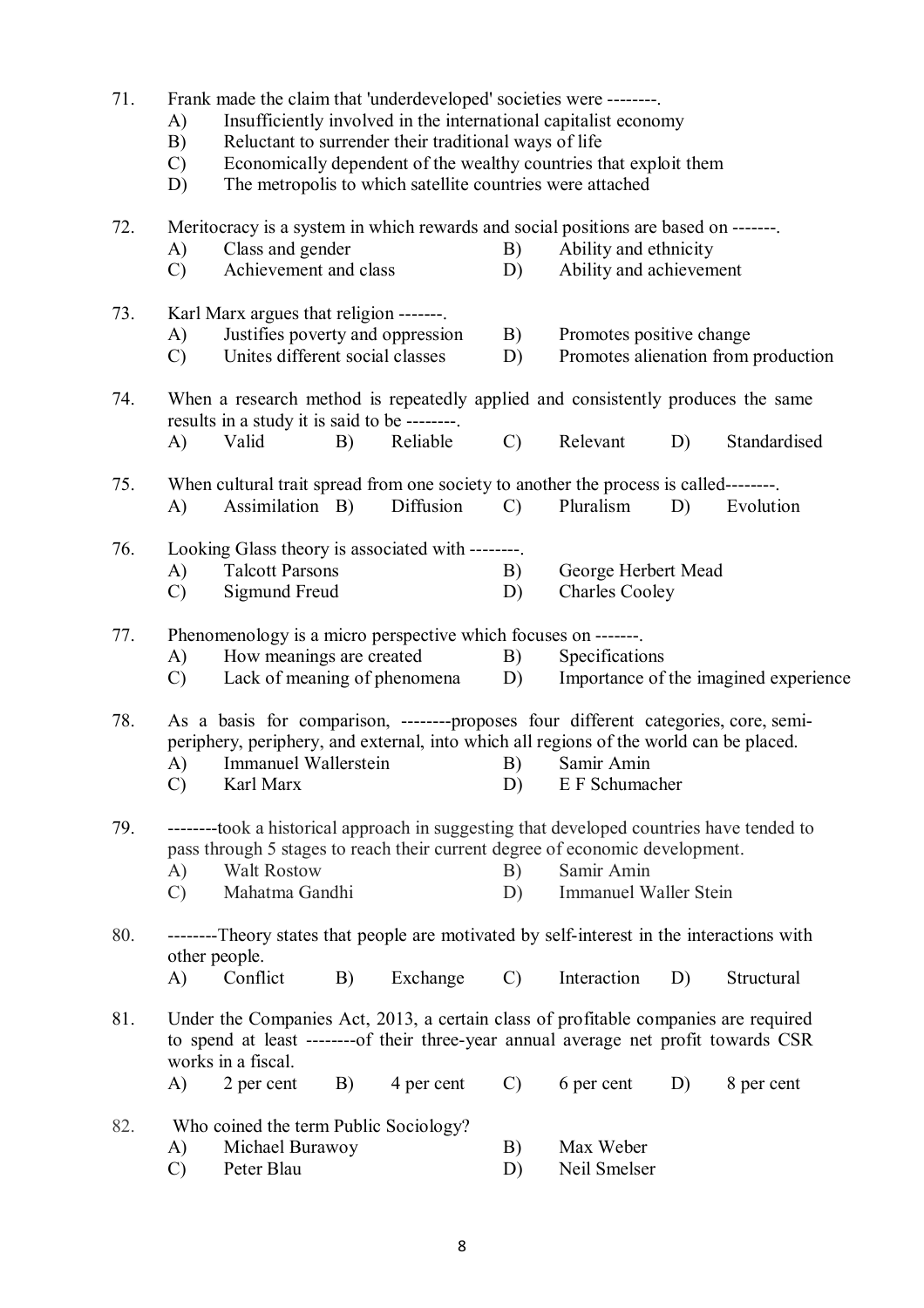71. Frank made the claim that 'underdeveloped' societies were --------.
    A) Insufficiently involved in the international capitalist economy
    B) Reluctant to surrender their traditional ways of life
    C) Economically dependent of the wealthy countries that exploit them
    D) The metropolis to which satellite countries were attached

72. Meritocracy is a system in which rewards and social positions are based on -------.
    A) Class and gender
    B) Ability and ethnicity
    C) Achievement and class
    D) Ability and achievement

73. Karl Marx argues that religion -------.
    A) Justifies poverty and oppression
    B) Promotes positive change
    C) Unites different social classes
    D) Promotes alienation from production

74. When a research method is repeatedly applied and consistently produces the same results in a study it is said to be --------.
    A) Valid
    B) Reliable
    C) Relevant
    D) Standardised

75. When cultural trait spread from one society to another the process is called--------.
    A) Assimilation
    B) Diffusion
    C) Pluralism
    D) Evolution

76. Looking Glass theory is associated with --------.
    A) Talcott Parsons
    B) George Herbert Mead
    C) Sigmund Freud
    D) Charles Cooley

77. Phenomenology is a micro perspective which focuses on -------.
    A) How meanings are created
    B) Specifications
    C) Lack of meaning of phenomena
    D) Importance of the imagined experience

78. As a basis for comparison, --------proposes four different categories, core, semi-periphery, periphery, and external, into which all regions of the world can be placed.
    A) Immanuel Wallerstein
    B) Samir Amin
    C) Karl Marx
    D) E F Schumacher

79. --------took a historical approach in suggesting that developed countries have tended to pass through 5 stages to reach their current degree of economic development.
    A) Walt Rostow
    B) Samir Amin
    C) Mahatma Gandhi
    D) Immanuel Waller Stein

80. --------Theory states that people are motivated by self-interest in the interactions with other people.
    A) Conflict
    B) Exchange
    C) Interaction
    D) Structural

81. Under the Companies Act, 2013, a certain class of profitable companies are required to spend at least --------of their three-year annual average net profit towards CSR works in a fiscal.
    A) 2 per cent
    B) 4 per cent
    C) 6 per cent
    D) 8 per cent

82. Who coined the term Public Sociology?
    A) Michael Burawoy
    B) Max Weber
    C) Peter Blau
    D) Neil Smelser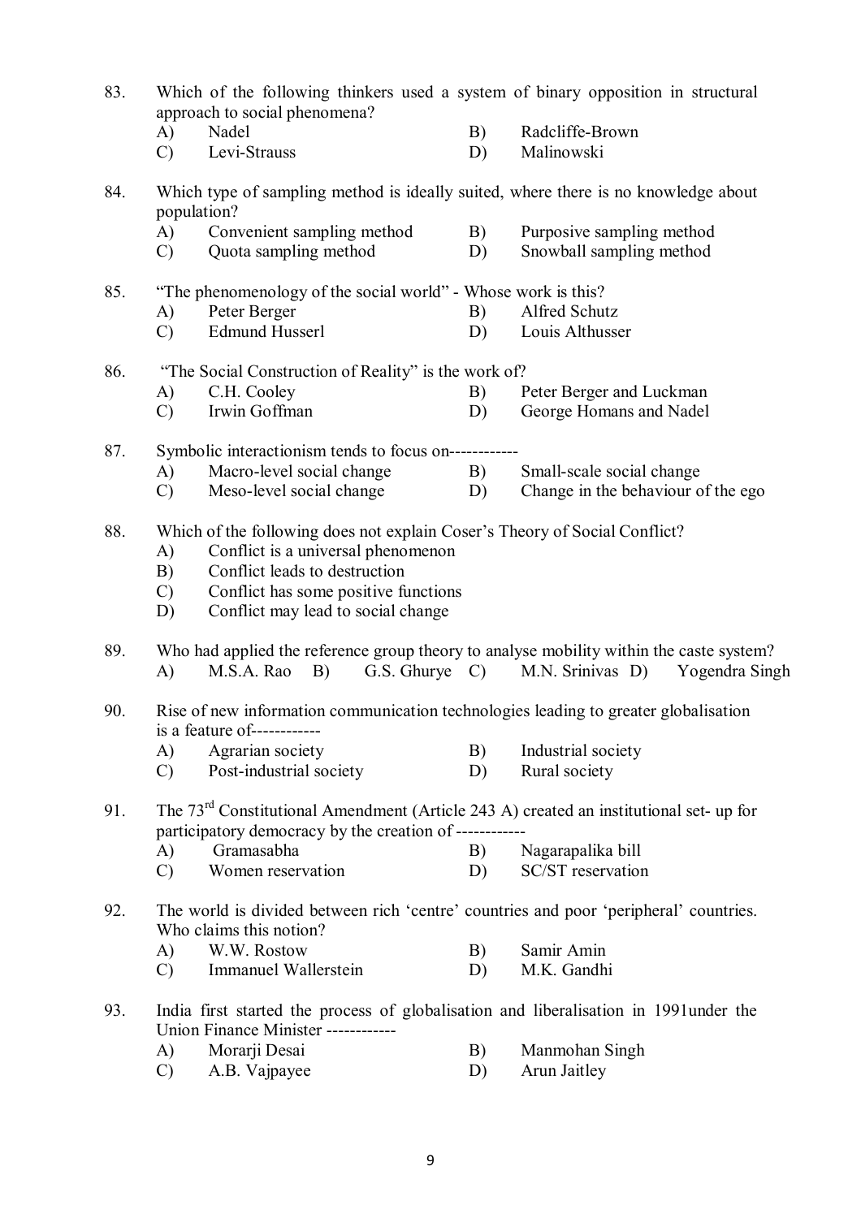83. Which of the following thinkers used a system of binary opposition in structural approach to social phenomena?
   - A) Nadel
   - B) Radcliffe-Brown
   - C) Levi-Strauss
   - D) Malinowski

84. Which type of sampling method is ideally suited, where there is no knowledge about population?
   - A) Convenient sampling method
   - B) Purposive sampling method
   - C) Quota sampling method
   - D) Snowball sampling method

85. "The phenomenology of the social world" - Whose work is this?
   - A) Peter Berger
   - B) Alfred Schutz
   - C) Edmund Husserl
   - D) Louis Althusser

86. "The Social Construction of Reality" is the work of?
   - A) C.H. Cooley
   - B) Peter Berger and Luckman
   - C) Irwin Goffman
   - D) George Homans and Nadel

87. Symbolic interactionism tends to focus on-----------
   - A) Macro-level social change
   - B) Small-scale social change
   - C) Meso-level social change
   - D) Change in the behaviour of the ego

88. Which of the following does not explain Coser's Theory of Social Conflict?
   - A) Conflict is a universal phenomenon
   - B) Conflict leads to destruction
   - C) Conflict has some positive functions
   - D) Conflict may lead to social change

89. Who had applied the reference group theory to analyse mobility within the caste system?
   - A) M.S.A. Rao
   - B) G.S. Ghurye
   - C) M.N. Srinivas
   - D) Yogendra Singh

90. Rise of new information communication technologies leading to greater globalisation is a feature of-----------
   - A) Agrarian society
   - B) Industrial society
   - C) Post-industrial society
   - D) Rural society

91. The 73rd Constitutional Amendment (Article 243 A) created an institutional set- up for participatory democracy by the creation of ------------
   - A) Gramasabha
   - B) Nagarapalika bill
   - C) Women reservation
   - D) SC/ST reservation

92. The world is divided between rich 'centre' countries and poor 'peripheral' countries. Who claims this notion?
   - A) W.W. Rostow
   - B) Samir Amin
   - C) Immanuel Wallerstein
   - D) M.K. Gandhi

93. India first started the process of globalisation and liberalisation in 1991under the Union Finance Minister ------------
   - A) Morarji Desai
   - B) Manmohan Singh
   - C) A.B. Vajpayee
   - D) Arun Jaitley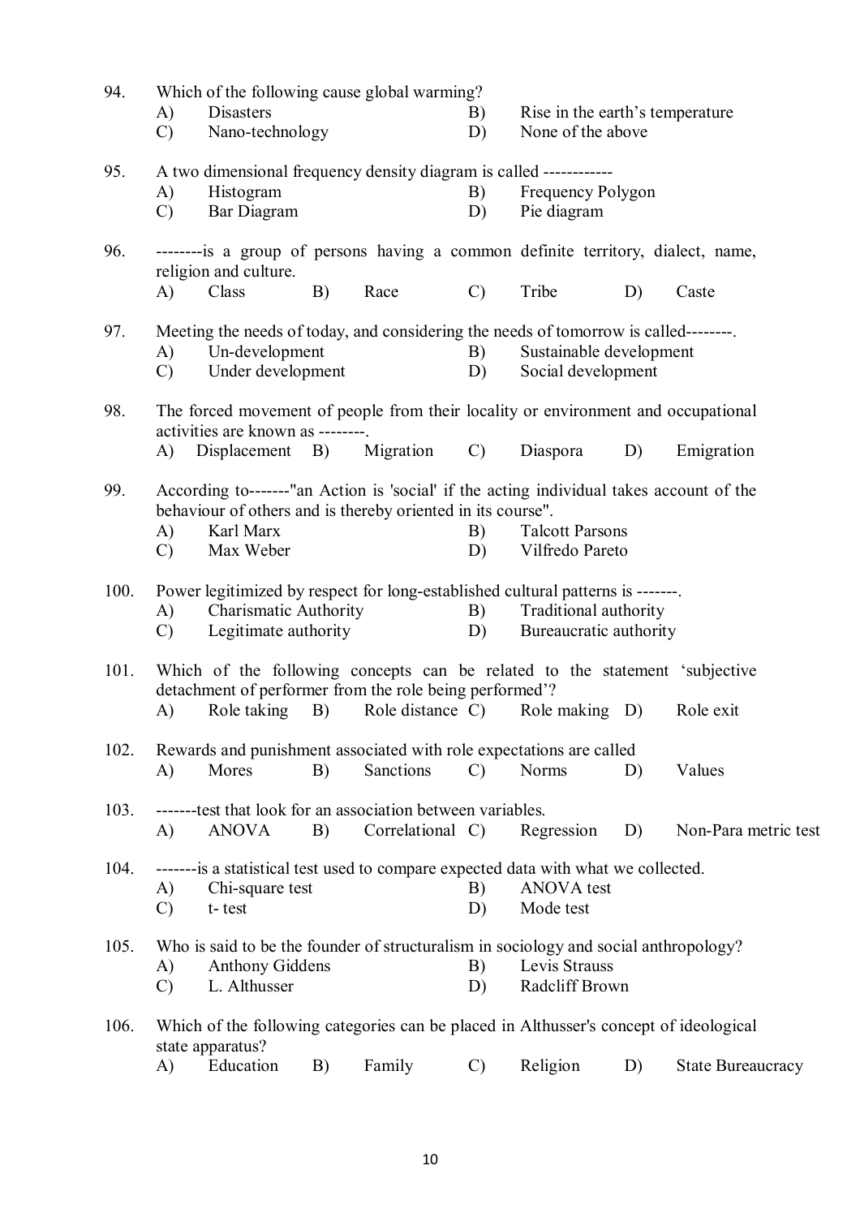94. Which of the following cause global warming?
   A) Disasters  B) Rise in the earth's temperature
   C) Nano-technology  D) None of the above

95. A two dimensional frequency density diagram is called ------------
   A) Histogram  B) Frequency Polygon
   C) Bar Diagram  D) Pie diagram

96. --------is a group of persons having a common definite territory, dialect, name, religion and culture.
   A) Class  B) Race  C) Tribe  D) Caste

97. Meeting the needs of today, and considering the needs of tomorrow is called--------.
   A) Un-development  B) Sustainable development
   C) Under development  D) Social development

98. The forced movement of people from their locality or environment and occupational activities are known as --------.
   A) Displacement  B) Migration  C) Diaspora  D) Emigration

99. According to-------"an Action is 'social' if the acting individual takes account of the behaviour of others and is thereby oriented in its course".
   A) Karl Marx  B) Talcott Parsons
   C) Max Weber  D) Vilfredo Pareto

100. Power legitimized by respect for long-established cultural patterns is -------.
   A) Charismatic Authority  B) Traditional authority
   C) Legitimate authority  D) Bureaucratic authority

101. Which of the following concepts can be related to the statement 'subjective detachment of performer from the role being performed'?
   A) Role taking  B) Role distance  C) Role making  D) Role exit

102. Rewards and punishment associated with role expectations are called
   A) Mores  B) Sanctions  C) Norms  D) Values

103. -------test that look for an association between variables.
   A) ANOVA  B) Correlational  C) Regression  D) Non-Para metric test

104. -------is a statistical test used to compare expected data with what we collected.
   A) Chi-square test  B) ANOVA test
   C) t- test  D) Mode test

105. Who is said to be the founder of structuralism in sociology and social anthropology?
   A) Anthony Giddens  B) Levis Strauss
   C) L. Althusser  D) Radcliff Brown

106. Which of the following categories can be placed in Althusser's concept of ideological state apparatus?
   A) Education  B) Family  C) Religion  D) State Bureaucracy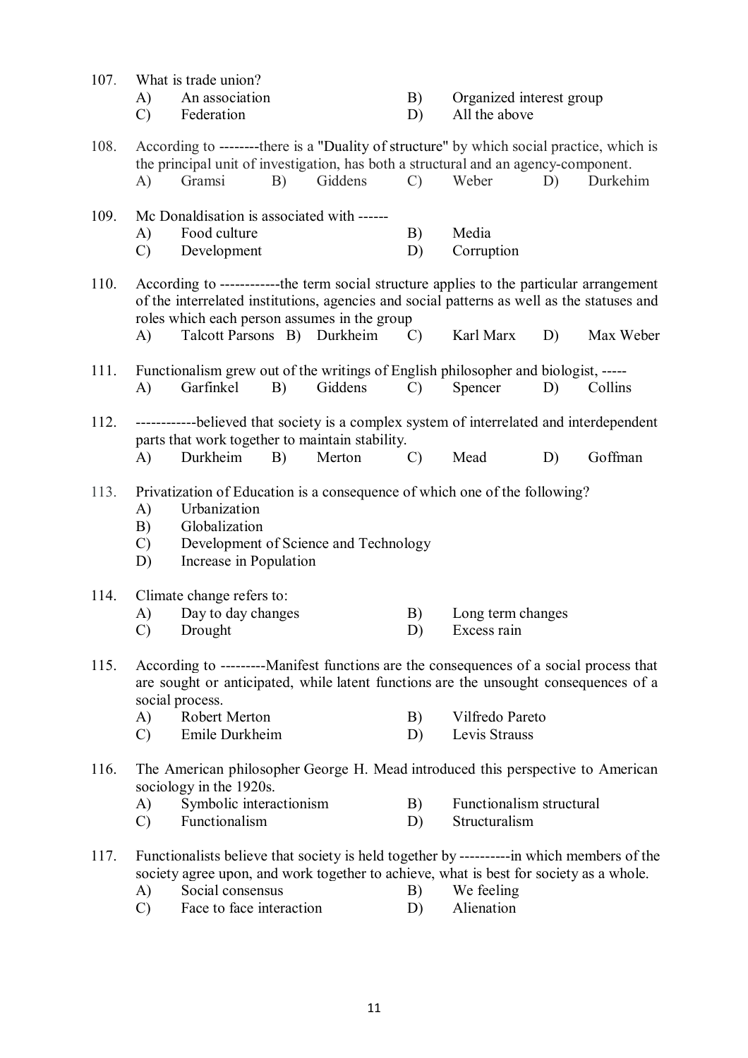107. What is trade union?

A) An association
B) Organized interest group
C) Federation
D) All the above

108. According to --------there is a "Duality of structure" by which social practice, which is the principal unit of investigation, has both a structural and an agency-component.

A) Gramsi
B) Giddens
C) Weber
D) Durkehim

109. Mc Donaldisation is associated with ------

A) Food culture
B) Media
C) Development
D) Corruption

110. According to ------------the term social structure applies to the particular arrangement of the interrelated institutions, agencies and social patterns as well as the statuses and roles which each person assumes in the group

A) Talcott Parsons
B) Durkheim
C) Karl Marx
D) Max Weber

111. Functionalism grew out of the writings of English philosopher and biologist, -----

A) Garfinkel
B) Giddens
C) Spencer
D) Collins

112. ------------believed that society is a complex system of interrelated and interdependent parts that work together to maintain stability.

A) Durkheim
B) Merton
C) Mead
D) Goffman

113. Privatization of Education is a consequence of which one of the following?

A) Urbanization
B) Globalization
C) Development of Science and Technology
D) Increase in Population

114. Climate change refers to:

A) Day to day changes
B) Long term changes
C) Drought
D) Excess rain

115. According to ---------Manifest functions are the consequences of a social process that are sought or anticipated, while latent functions are the unsought consequences of a social process.

A) Robert Merton
B) Vilfredo Pareto
C) Emile Durkheim
D) Levis Strauss

116. The American philosopher George H. Mead introduced this perspective to American sociology in the 1920s.

A) Symbolic interactionism
B) Functionalism structural
C) Functionalism
D) Structuralism

117. Functionalists believe that society is held together by ----------in which members of the society agree upon, and work together to achieve, what is best for society as a whole.

A) Social consensus
B) We feeling
C) Face to face interaction
D) Alienation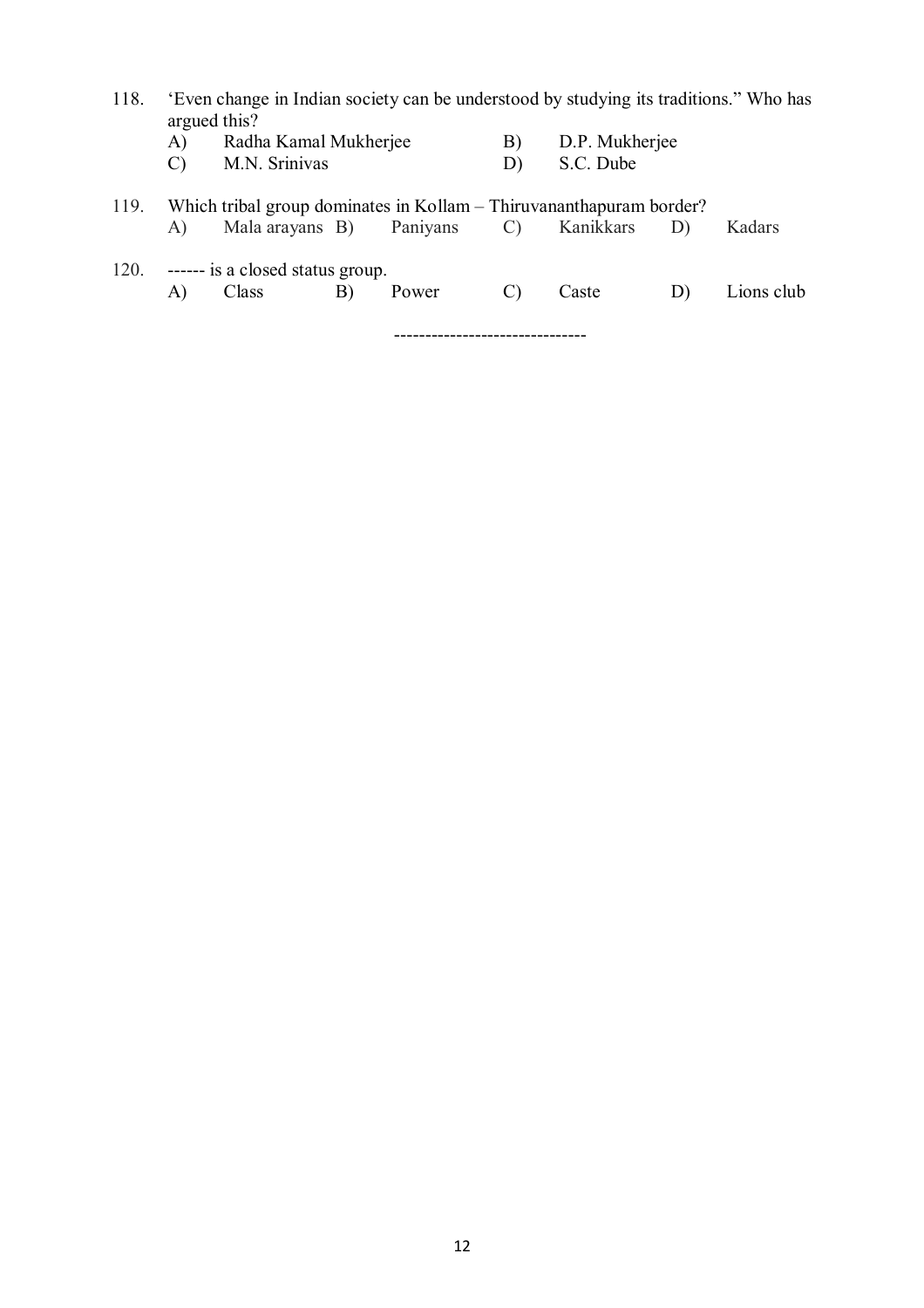118. 'Even change in Indian society can be understood by studying its traditions." Who has argued this?

A) Radha Kamal Mukherjee  B) D.P. Mukherjee
C) M.N. Srinivas  D) S.C. Dube

119. Which tribal group dominates in Kollam – Thiruvananthapuram border?

A) Mala arayans  B) Paniyans  C) Kanikkars  D) Kadars

120. ------ is a closed status group.

A) Class  B) Power  C) Caste  D) Lions club

-------------------------------